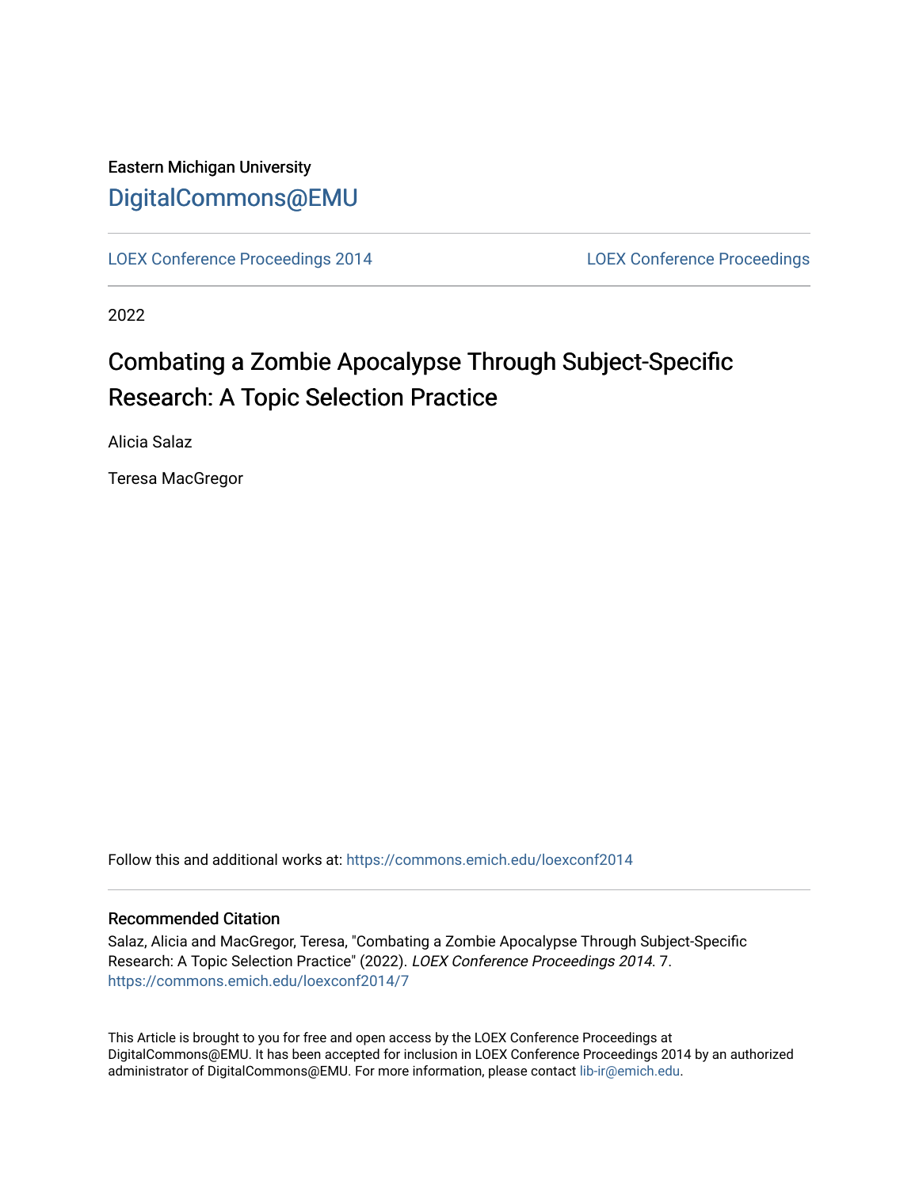Eastern Michigan University

DigitalCommons@EMU

LOEX Conference Proceedings 2014 | LOEX Conference Proceedings

2022

# Combating a Zombie Apocalypse Through Subject-Specific Research: A Topic Selection Practice

Alicia Salaz

Teresa MacGregor

Follow this and additional works at: https://commons.emich.edu/loexconf2014

## Recommended Citation

Salaz, Alicia and MacGregor, Teresa, "Combating a Zombie Apocalypse Through Subject-Specific Research: A Topic Selection Practice" (2022). *LOEX Conference Proceedings 2014*. 7.
https://commons.emich.edu/loexconf2014/7

This Article is brought to you for free and open access by the LOEX Conference Proceedings at DigitalCommons@EMU. It has been accepted for inclusion in LOEX Conference Proceedings 2014 by an authorized administrator of DigitalCommons@EMU. For more information, please contact lib-ir@emich.edu.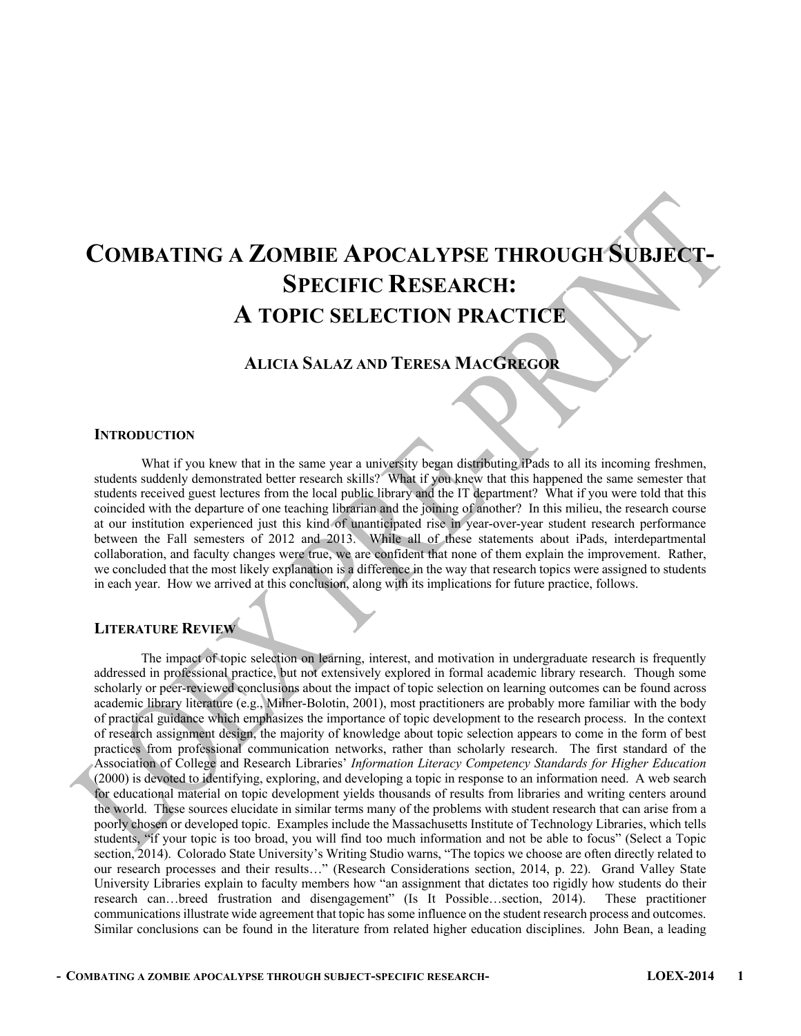# Combating a Zombie Apocalypse through Subject-Specific Research: A topic selection practice

**Alicia Salaz and Teresa MacGregor**

## Introduction

What if you knew that in the same year a university began distributing iPads to all its incoming freshmen, students suddenly demonstrated better research skills? What if you knew that this happened the same semester that students received guest lectures from the local public library and the IT department? What if you were told that this coincided with the departure of one teaching librarian and the joining of another? In this milieu, the research course at our institution experienced just this kind of unanticipated rise in year-over-year student research performance between the Fall semesters of 2012 and 2013. While all of these statements about iPads, interdepartmental collaboration, and faculty changes were true, we are confident that none of them explain the improvement. Rather, we concluded that the most likely explanation is a difference in the way that research topics were assigned to students in each year. How we arrived at this conclusion, along with its implications for future practice, follows.

## Literature Review

The impact of topic selection on learning, interest, and motivation in undergraduate research is frequently addressed in professional practice, but not extensively explored in formal academic library research. Though some scholarly or peer-reviewed conclusions about the impact of topic selection on learning outcomes can be found across academic library literature (e.g., Milner-Bolotin, 2001), most practitioners are probably more familiar with the body of practical guidance which emphasizes the importance of topic development to the research process. In the context of research assignment design, the majority of knowledge about topic selection appears to come in the form of best practices from professional communication networks, rather than scholarly research. The first standard of the Association of College and Research Libraries' *Information Literacy Competency Standards for Higher Education* (2000) is devoted to identifying, exploring, and developing a topic in response to an information need. A web search for educational material on topic development yields thousands of results from libraries and writing centers around the world. These sources elucidate in similar terms many of the problems with student research that can arise from a poorly chosen or developed topic. Examples include the Massachusetts Institute of Technology Libraries, which tells students, "if your topic is too broad, you will find too much information and not be able to focus" (Select a Topic section, 2014). Colorado State University's Writing Studio warns, "The topics we choose are often directly related to our research processes and their results…" (Research Considerations section, 2014, p. 22). Grand Valley State University Libraries explain to faculty members how "an assignment that dictates too rigidly how students do their research can…breed frustration and disengagement" (Is It Possible…section, 2014). These practitioner communications illustrate wide agreement that topic has some influence on the student research process and outcomes. Similar conclusions can be found in the literature from related higher education disciplines. John Bean, a leading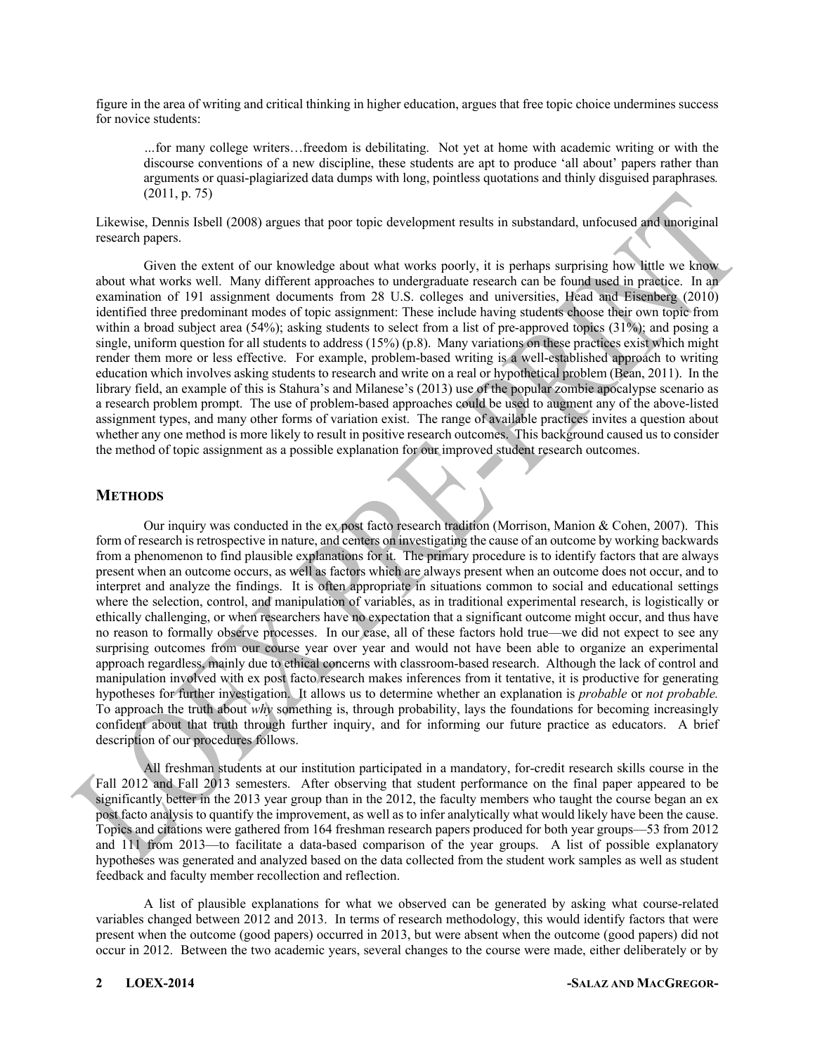figure in the area of writing and critical thinking in higher education, argues that free topic choice undermines success for novice students:

> …for many college writers…freedom is debilitating. Not yet at home with academic writing or with the discourse conventions of a new discipline, these students are apt to produce 'all about' papers rather than arguments or quasi-plagiarized data dumps with long, pointless quotations and thinly disguised paraphrases. (2011, p. 75)

Likewise, Dennis Isbell (2008) argues that poor topic development results in substandard, unfocused and unoriginal research papers.

Given the extent of our knowledge about what works poorly, it is perhaps surprising how little we know about what works well. Many different approaches to undergraduate research can be found used in practice. In an examination of 191 assignment documents from 28 U.S. colleges and universities, Head and Eisenberg (2010) identified three predominant modes of topic assignment: These include having students choose their own topic from within a broad subject area (54%); asking students to select from a list of pre-approved topics (31%); and posing a single, uniform question for all students to address (15%) (p.8). Many variations on these practices exist which might render them more or less effective. For example, problem-based writing is a well-established approach to writing education which involves asking students to research and write on a real or hypothetical problem (Bean, 2011). In the library field, an example of this is Stahura's and Milanese's (2013) use of the popular zombie apocalypse scenario as a research problem prompt. The use of problem-based approaches could be used to augment any of the above-listed assignment types, and many other forms of variation exist. The range of available practices invites a question about whether any one method is more likely to result in positive research outcomes. This background caused us to consider the method of topic assignment as a possible explanation for our improved student research outcomes.

## METHODS

Our inquiry was conducted in the ex post facto research tradition (Morrison, Manion & Cohen, 2007). This form of research is retrospective in nature, and centers on investigating the cause of an outcome by working backwards from a phenomenon to find plausible explanations for it. The primary procedure is to identify factors that are always present when an outcome occurs, as well as factors which are always present when an outcome does not occur, and to interpret and analyze the findings. It is often appropriate in situations common to social and educational settings where the selection, control, and manipulation of variables, as in traditional experimental research, is logistically or ethically challenging, or when researchers have no expectation that a significant outcome might occur, and thus have no reason to formally observe processes. In our case, all of these factors hold true—we did not expect to see any surprising outcomes from our course year over year and would not have been able to organize an experimental approach regardless, mainly due to ethical concerns with classroom-based research. Although the lack of control and manipulation involved with ex post facto research makes inferences from it tentative, it is productive for generating hypotheses for further investigation. It allows us to determine whether an explanation is *probable* or *not probable.* To approach the truth about *why* something is, through probability, lays the foundations for becoming increasingly confident about that truth through further inquiry, and for informing our future practice as educators. A brief description of our procedures follows.

All freshman students at our institution participated in a mandatory, for-credit research skills course in the Fall 2012 and Fall 2013 semesters. After observing that student performance on the final paper appeared to be significantly better in the 2013 year group than in the 2012, the faculty members who taught the course began an ex post facto analysis to quantify the improvement, as well as to infer analytically what would likely have been the cause. Topics and citations were gathered from 164 freshman research papers produced for both year groups—53 from 2012 and 111 from 2013—to facilitate a data-based comparison of the year groups. A list of possible explanatory hypotheses was generated and analyzed based on the data collected from the student work samples as well as student feedback and faculty member recollection and reflection.

A list of plausible explanations for what we observed can be generated by asking what course-related variables changed between 2012 and 2013. In terms of research methodology, this would identify factors that were present when the outcome (good papers) occurred in 2013, but were absent when the outcome (good papers) did not occur in 2012. Between the two academic years, several changes to the course were made, either deliberately or by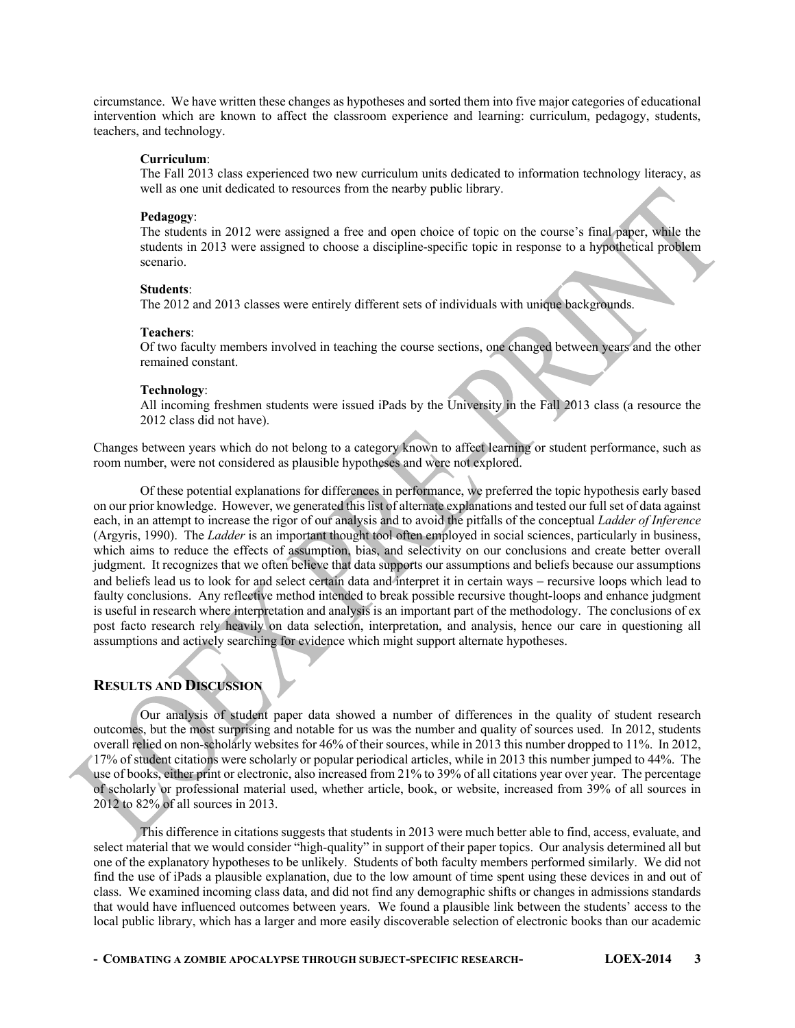circumstance. We have written these changes as hypotheses and sorted them into five major categories of educational intervention which are known to affect the classroom experience and learning: curriculum, pedagogy, students, teachers, and technology.

> **Curriculum**:
> The Fall 2013 class experienced two new curriculum units dedicated to information technology literacy, as well as one unit dedicated to resources from the nearby public library.
>
> **Pedagogy**:
> The students in 2012 were assigned a free and open choice of topic on the course's final paper, while the students in 2013 were assigned to choose a discipline-specific topic in response to a hypothetical problem scenario.
>
> **Students**:
> The 2012 and 2013 classes were entirely different sets of individuals with unique backgrounds.
>
> **Teachers**:
> Of two faculty members involved in teaching the course sections, one changed between years and the other remained constant.
>
> **Technology**:
> All incoming freshmen students were issued iPads by the University in the Fall 2013 class (a resource the 2012 class did not have).

Changes between years which do not belong to a category known to affect learning or student performance, such as room number, were not considered as plausible hypotheses and were not explored.

Of these potential explanations for differences in performance, we preferred the topic hypothesis early based on our prior knowledge. However, we generated this list of alternate explanations and tested our full set of data against each, in an attempt to increase the rigor of our analysis and to avoid the pitfalls of the conceptual *Ladder of Inference* (Argyris, 1990). The *Ladder* is an important thought tool often employed in social sciences, particularly in business, which aims to reduce the effects of assumption, bias, and selectivity on our conclusions and create better overall judgment. It recognizes that we often believe that data supports our assumptions and beliefs because our assumptions and beliefs lead us to look for and select certain data and interpret it in certain ways – recursive loops which lead to faulty conclusions. Any reflective method intended to break possible recursive thought-loops and enhance judgment is useful in research where interpretation and analysis is an important part of the methodology. The conclusions of ex post facto research rely heavily on data selection, interpretation, and analysis, hence our care in questioning all assumptions and actively searching for evidence which might support alternate hypotheses.

## RESULTS AND DISCUSSION

Our analysis of student paper data showed a number of differences in the quality of student research outcomes, but the most surprising and notable for us was the number and quality of sources used. In 2012, students overall relied on non-scholarly websites for 46% of their sources, while in 2013 this number dropped to 11%. In 2012, 17% of student citations were scholarly or popular periodical articles, while in 2013 this number jumped to 44%. The use of books, either print or electronic, also increased from 21% to 39% of all citations year over year. The percentage of scholarly or professional material used, whether article, book, or website, increased from 39% of all sources in 2012 to 82% of all sources in 2013.

This difference in citations suggests that students in 2013 were much better able to find, access, evaluate, and select material that we would consider "high-quality" in support of their paper topics. Our analysis determined all but one of the explanatory hypotheses to be unlikely. Students of both faculty members performed similarly. We did not find the use of iPads a plausible explanation, due to the low amount of time spent using these devices in and out of class. We examined incoming class data, and did not find any demographic shifts or changes in admissions standards that would have influenced outcomes between years. We found a plausible link between the students' access to the local public library, which has a larger and more easily discoverable selection of electronic books than our academic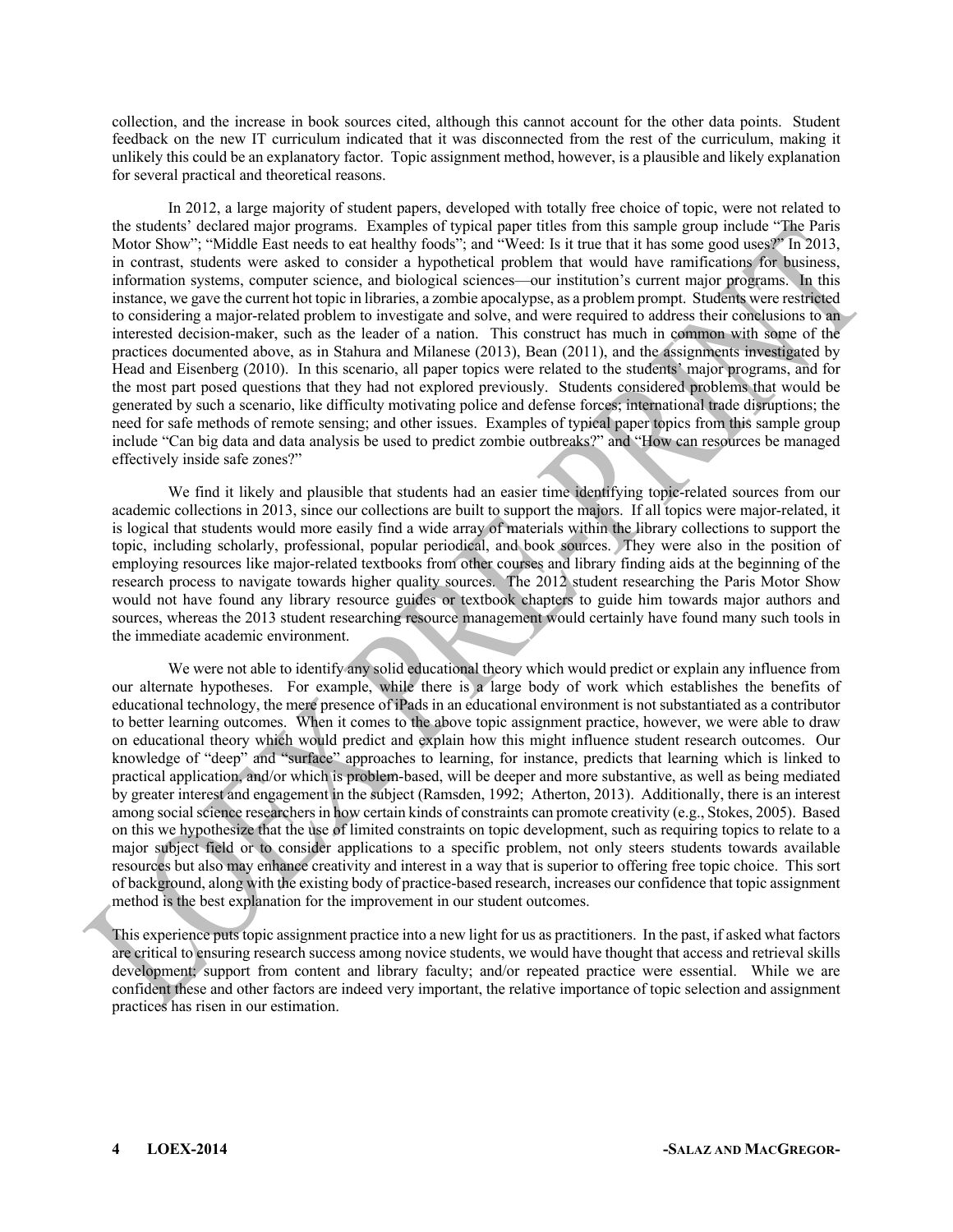collection, and the increase in book sources cited, although this cannot account for the other data points. Student feedback on the new IT curriculum indicated that it was disconnected from the rest of the curriculum, making it unlikely this could be an explanatory factor. Topic assignment method, however, is a plausible and likely explanation for several practical and theoretical reasons.

In 2012, a large majority of student papers, developed with totally free choice of topic, were not related to the students' declared major programs. Examples of typical paper titles from this sample group include "The Paris Motor Show"; "Middle East needs to eat healthy foods"; and "Weed: Is it true that it has some good uses?" In 2013, in contrast, students were asked to consider a hypothetical problem that would have ramifications for business, information systems, computer science, and biological sciences—our institution's current major programs. In this instance, we gave the current hot topic in libraries, a zombie apocalypse, as a problem prompt. Students were restricted to considering a major-related problem to investigate and solve, and were required to address their conclusions to an interested decision-maker, such as the leader of a nation. This construct has much in common with some of the practices documented above, as in Stahura and Milanese (2013), Bean (2011), and the assignments investigated by Head and Eisenberg (2010). In this scenario, all paper topics were related to the students' major programs, and for the most part posed questions that they had not explored previously. Students considered problems that would be generated by such a scenario, like difficulty motivating police and defense forces; international trade disruptions; the need for safe methods of remote sensing; and other issues. Examples of typical paper topics from this sample group include "Can big data and data analysis be used to predict zombie outbreaks?" and "How can resources be managed effectively inside safe zones?"

We find it likely and plausible that students had an easier time identifying topic-related sources from our academic collections in 2013, since our collections are built to support the majors. If all topics were major-related, it is logical that students would more easily find a wide array of materials within the library collections to support the topic, including scholarly, professional, popular periodical, and book sources. They were also in the position of employing resources like major-related textbooks from other courses and library finding aids at the beginning of the research process to navigate towards higher quality sources. The 2012 student researching the Paris Motor Show would not have found any library resource guides or textbook chapters to guide him towards major authors and sources, whereas the 2013 student researching resource management would certainly have found many such tools in the immediate academic environment.

We were not able to identify any solid educational theory which would predict or explain any influence from our alternate hypotheses. For example, while there is a large body of work which establishes the benefits of educational technology, the mere presence of iPads in an educational environment is not substantiated as a contributor to better learning outcomes. When it comes to the above topic assignment practice, however, we were able to draw on educational theory which would predict and explain how this might influence student research outcomes. Our knowledge of "deep" and "surface" approaches to learning, for instance, predicts that learning which is linked to practical application, and/or which is problem-based, will be deeper and more substantive, as well as being mediated by greater interest and engagement in the subject (Ramsden, 1992; Atherton, 2013). Additionally, there is an interest among social science researchers in how certain kinds of constraints can promote creativity (e.g., Stokes, 2005). Based on this we hypothesize that the use of limited constraints on topic development, such as requiring topics to relate to a major subject field or to consider applications to a specific problem, not only steers students towards available resources but also may enhance creativity and interest in a way that is superior to offering free topic choice. This sort of background, along with the existing body of practice-based research, increases our confidence that topic assignment method is the best explanation for the improvement in our student outcomes.

This experience puts topic assignment practice into a new light for us as practitioners. In the past, if asked what factors are critical to ensuring research success among novice students, we would have thought that access and retrieval skills development; support from content and library faculty; and/or repeated practice were essential. While we are confident these and other factors are indeed very important, the relative importance of topic selection and assignment practices has risen in our estimation.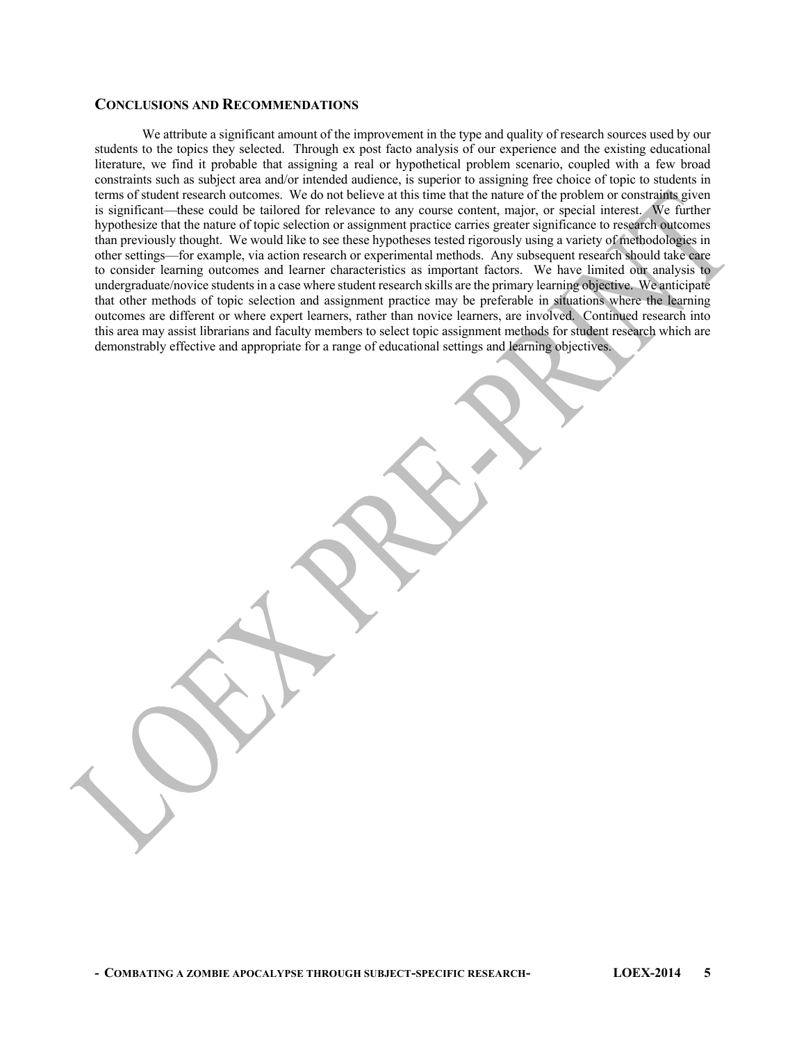## Conclusions and Recommendations

We attribute a significant amount of the improvement in the type and quality of research sources used by our students to the topics they selected. Through ex post facto analysis of our experience and the existing educational literature, we find it probable that assigning a real or hypothetical problem scenario, coupled with a few broad constraints such as subject area and/or intended audience, is superior to assigning free choice of topic to students in terms of student research outcomes. We do not believe at this time that the nature of the problem or constraints given is significant—these could be tailored for relevance to any course content, major, or special interest. We further hypothesize that the nature of topic selection or assignment practice carries greater significance to research outcomes than previously thought. We would like to see these hypotheses tested rigorously using a variety of methodologies in other settings—for example, via action research or experimental methods. Any subsequent research should take care to consider learning outcomes and learner characteristics as important factors. We have limited our analysis to undergraduate/novice students in a case where student research skills are the primary learning objective. We anticipate that other methods of topic selection and assignment practice may be preferable in situations where the learning outcomes are different or where expert learners, rather than novice learners, are involved. Continued research into this area may assist librarians and faculty members to select topic assignment methods for student research which are demonstrably effective and appropriate for a range of educational settings and learning objectives.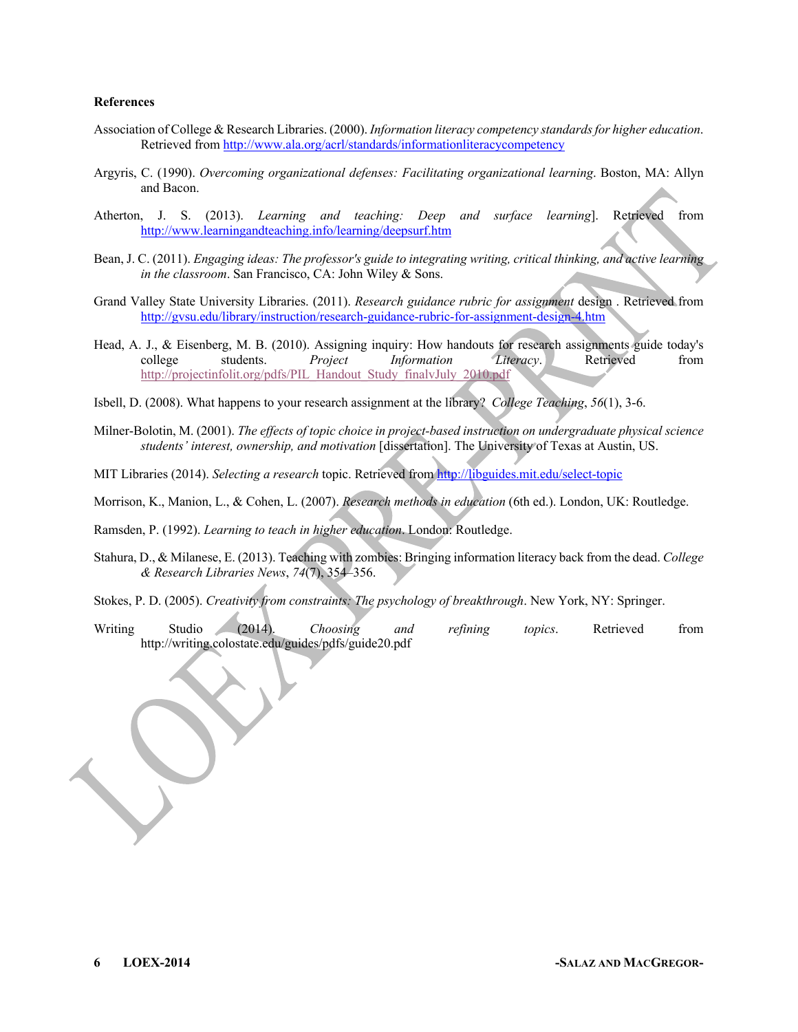**References**

Association of College & Research Libraries. (2000). *Information literacy competency standards for higher education*. Retrieved from http://www.ala.org/acrl/standards/informationliteracycompetency

Argyris, C. (1990). *Overcoming organizational defenses: Facilitating organizational learning*. Boston, MA: Allyn and Bacon.

Atherton, J. S. (2013). *Learning and teaching: Deep and surface learning*]. Retrieved from http://www.learningandteaching.info/learning/deepsurf.htm

Bean, J. C. (2011). *Engaging ideas: The professor's guide to integrating writing, critical thinking, and active learning in the classroom*. San Francisco, CA: John Wiley & Sons.

Grand Valley State University Libraries. (2011). *Research guidance rubric for assignment* design . Retrieved from http://gvsu.edu/library/instruction/research-guidance-rubric-for-assignment-design-4.htm

Head, A. J., & Eisenberg, M. B. (2010). Assigning inquiry: How handouts for research assignments guide today's college students. *Project Information Literacy*. Retrieved from http://projectinfolit.org/pdfs/PIL_Handout_Study_finalvJuly_2010.pdf

Isbell, D. (2008). What happens to your research assignment at the library? *College Teaching*, *56*(1), 3-6.

Milner-Bolotin, M. (2001). *The effects of topic choice in project-based instruction on undergraduate physical science students' interest, ownership, and motivation* [dissertation]. The University of Texas at Austin, US.

MIT Libraries (2014). *Selecting a research* topic. Retrieved from http://libguides.mit.edu/select-topic

Morrison, K., Manion, L., & Cohen, L. (2007). *Research methods in education* (6th ed.). London, UK: Routledge.

Ramsden, P. (1992). *Learning to teach in higher education*. London: Routledge.

Stahura, D., & Milanese, E. (2013). Teaching with zombies: Bringing information literacy back from the dead. *College & Research Libraries News*, *74*(7), 354–356.

Stokes, P. D. (2005). *Creativity from constraints: The psychology of breakthrough*. New York, NY: Springer.

Writing Studio (2014). *Choosing and refining topics*. Retrieved from http://writing.colostate.edu/guides/pdfs/guide20.pdf